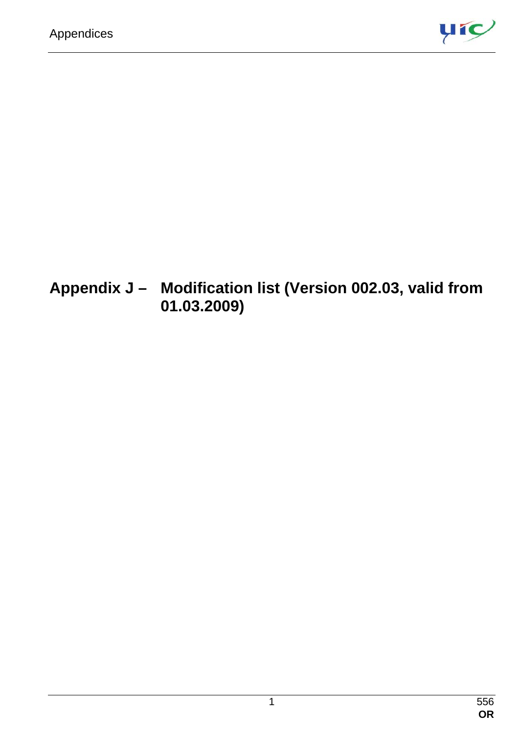# Appendix J – Modification list (Version 002.03, valid from 01.03.2009)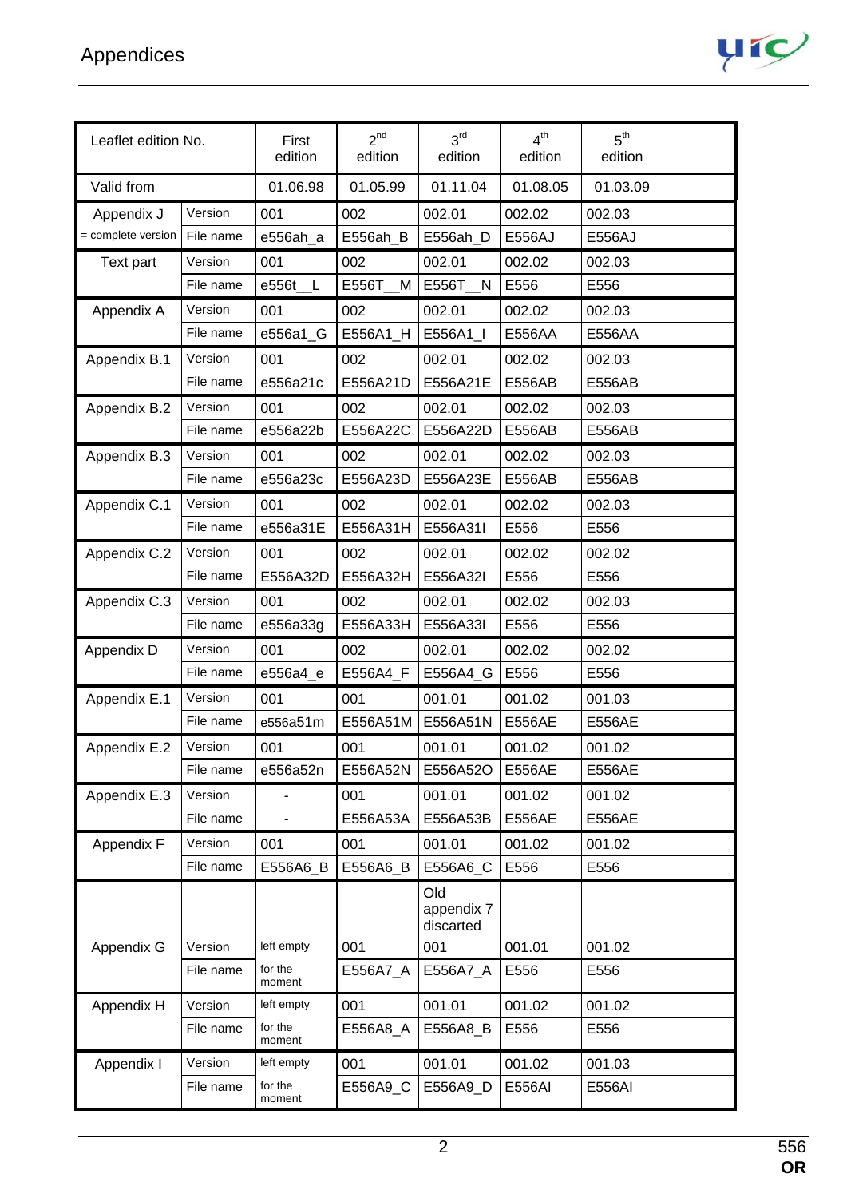## Appendices

| Leaflet edition No. | | First edition | 2nd edition | 3rd edition | 4th edition | 5th edition | |
|---|---|---|---|---|---|---|---|
| Valid from | | 01.06.98 | 01.05.99 | 01.11.04 | 01.08.05 | 01.03.09 | |
| Appendix J | Version | 001 | 002 | 002.01 | 002.02 | 002.03 | |
| = complete version | File name | e556ah_a | E556ah_B | E556ah_D | E556AJ | E556AJ | |
| Text part | Version | 001 | 002 | 002.01 | 002.02 | 002.03 | |
| | File name | e556t__L | E556T__M | E556T__N | E556 | E556 | |
| Appendix A | Version | 001 | 002 | 002.01 | 002.02 | 002.03 | |
| | File name | e556a1_G | E556A1_H | E556A1_I | E556AA | E556AA | |
| Appendix B.1 | Version | 001 | 002 | 002.01 | 002.02 | 002.03 | |
| | File name | e556a21c | E556A21D | E556A21E | E556AB | E556AB | |
| Appendix B.2 | Version | 001 | 002 | 002.01 | 002.02 | 002.03 | |
| | File name | e556a22b | E556A22C | E556A22D | E556AB | E556AB | |
| Appendix B.3 | Version | 001 | 002 | 002.01 | 002.02 | 002.03 | |
| | File name | e556a23c | E556A23D | E556A23E | E556AB | E556AB | |
| Appendix C.1 | Version | 001 | 002 | 002.01 | 002.02 | 002.03 | |
| | File name | e556a31E | E556A31H | E556A31I | E556 | E556 | |
| Appendix C.2 | Version | 001 | 002 | 002.01 | 002.02 | 002.02 | |
| | File name | E556A32D | E556A32H | E556A32I | E556 | E556 | |
| Appendix C.3 | Version | 001 | 002 | 002.01 | 002.02 | 002.03 | |
| | File name | e556a33g | E556A33H | E556A33I | E556 | E556 | |
| Appendix D | Version | 001 | 002 | 002.01 | 002.02 | 002.02 | |
| | File name | e556a4_e | E556A4_F | E556A4_G | E556 | E556 | |
| Appendix E.1 | Version | 001 | 001 | 001.01 | 001.02 | 001.03 | |
| | File name | e556a51m | E556A51M | E556A51N | E556AE | E556AE | |
| Appendix E.2 | Version | 001 | 001 | 001.01 | 001.02 | 001.02 | |
| | File name | e556a52n | E556A52N | E556A52O | E556AE | E556AE | |
| Appendix E.3 | Version | - | 001 | 001.01 | 001.02 | 001.02 | |
| | File name | - | E556A53A | E556A53B | E556AE | E556AE | |
| Appendix F | Version | 001 | 001 | 001.01 | 001.02 | 001.02 | |
| | File name | E556A6_B | E556A6_B | E556A6_C | E556 | E556 | |
| Appendix G | Version | left empty | 001 | Old appendix 7 discarted 001 | 001.01 | 001.02 | |
| | File name | for the moment | E556A7_A | E556A7_A | E556 | E556 | |
| Appendix H | Version | left empty | 001 | 001.01 | 001.02 | 001.02 | |
| | File name | for the moment | E556A8_A | E556A8_B | E556 | E556 | |
| Appendix I | Version | left empty | 001 | 001.01 | 001.02 | 001.03 | |
| | File name | for the moment | E556A9_C | E556A9_D | E556AI | E556AI | |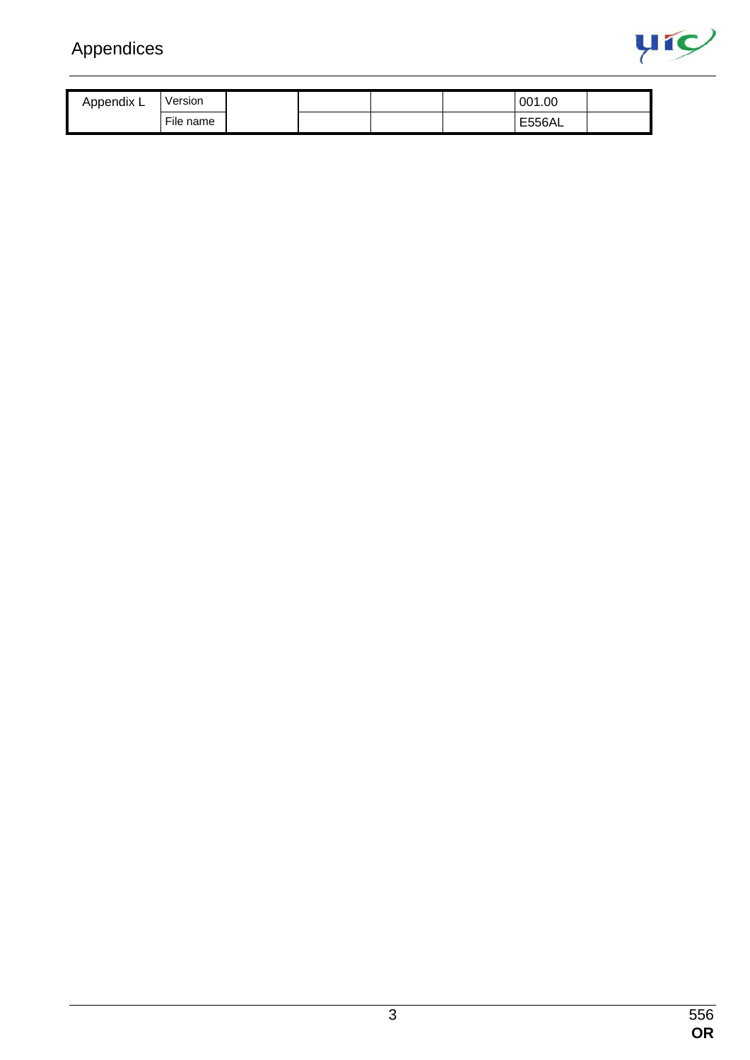| Appendix L | Version | | | | | 001.00 | |
|---|---|---|---|---|---|---|---|
| | File name | | | | | E556AL | |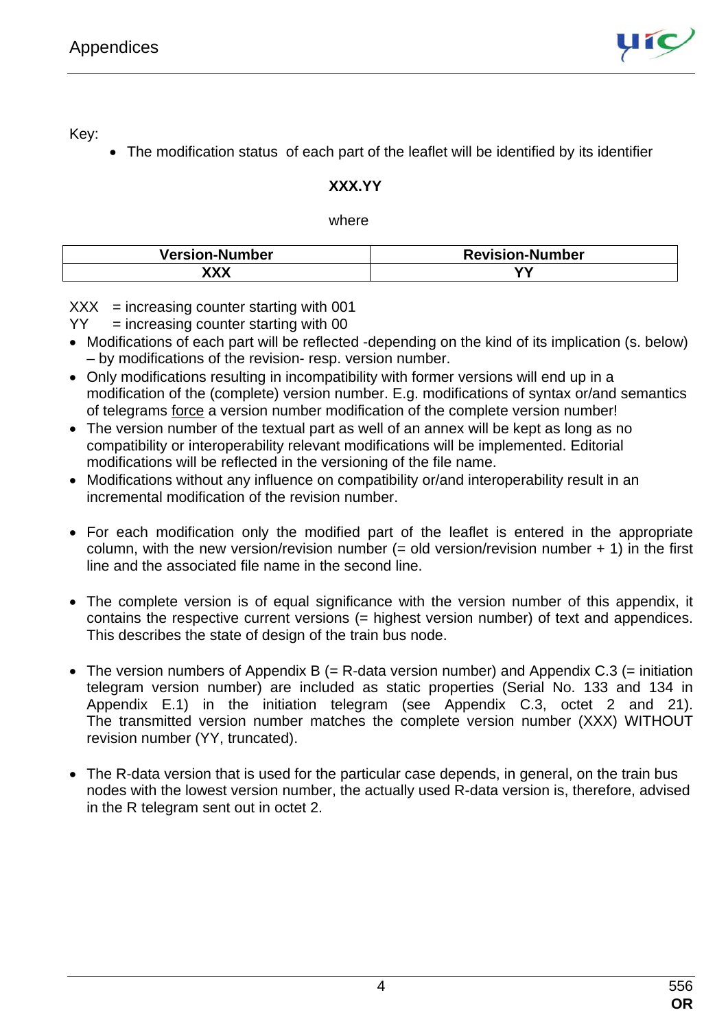Key:

- The modification status of each part of the leaflet will be identified by its identifier

**XXX.YY**

where

| Version-Number | Revision-Number |
|---|---|
| **XXX** | **YY** |

XXX = increasing counter starting with 001
YY = increasing counter starting with 00

- Modifications of each part will be reflected -depending on the kind of its implication (s. below) – by modifications of the revision- resp. version number.
- Only modifications resulting in incompatibility with former versions will end up in a modification of the (complete) version number. E.g. modifications of syntax or/and semantics of telegrams force a version number modification of the complete version number!
- The version number of the textual part as well of an annex will be kept as long as no compatibility or interoperability relevant modifications will be implemented. Editorial modifications will be reflected in the versioning of the file name.
- Modifications without any influence on compatibility or/and interoperability result in an incremental modification of the revision number.

- For each modification only the modified part of the leaflet is entered in the appropriate column, with the new version/revision number (= old version/revision number + 1) in the first line and the associated file name in the second line.

- The complete version is of equal significance with the version number of this appendix, it contains the respective current versions (= highest version number) of text and appendices. This describes the state of design of the train bus node.

- The version numbers of Appendix B (= R-data version number) and Appendix C.3 (= initiation telegram version number) are included as static properties (Serial No. 133 and 134 in Appendix E.1) in the initiation telegram (see Appendix C.3, octet 2 and 21). The transmitted version number matches the complete version number (XXX) WITHOUT revision number (YY, truncated).

- The R-data version that is used for the particular case depends, in general, on the train bus nodes with the lowest version number, the actually used R-data version is, therefore, advised in the R telegram sent out in octet 2.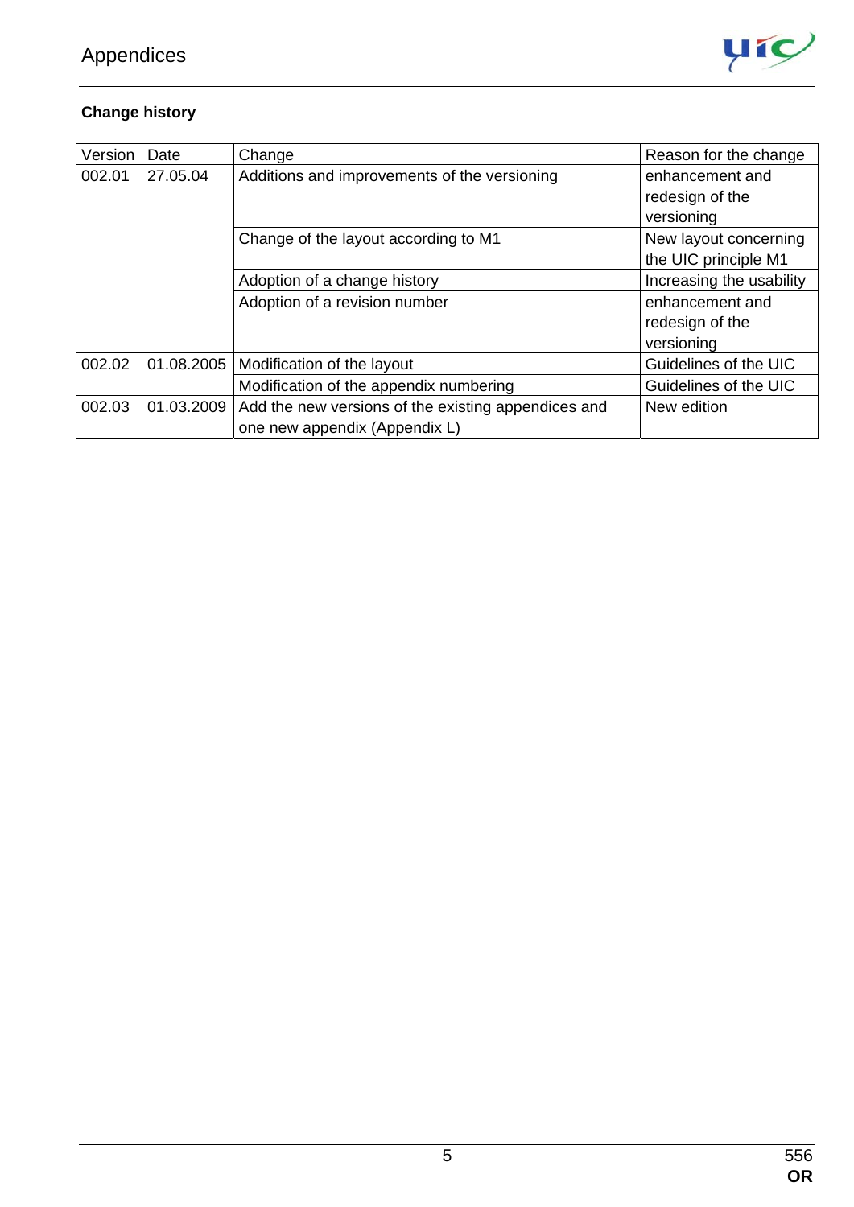**Change history**

| Version | Date | Change | Reason for the change |
| --- | --- | --- | --- |
| 002.01 | 27.05.04 | Additions and improvements of the versioning | enhancement and redesign of the versioning |
| | | Change of the layout according to M1 | New layout concerning the UIC principle M1 |
| | | Adoption of a change history | Increasing the usability |
| | | Adoption of a revision number | enhancement and redesign of the versioning |
| 002.02 | 01.08.2005 | Modification of the layout | Guidelines of the UIC |
| | | Modification of the appendix numbering | Guidelines of the UIC |
| 002.03 | 01.03.2009 | Add the new versions of the existing appendices and one new appendix (Appendix L) | New edition |